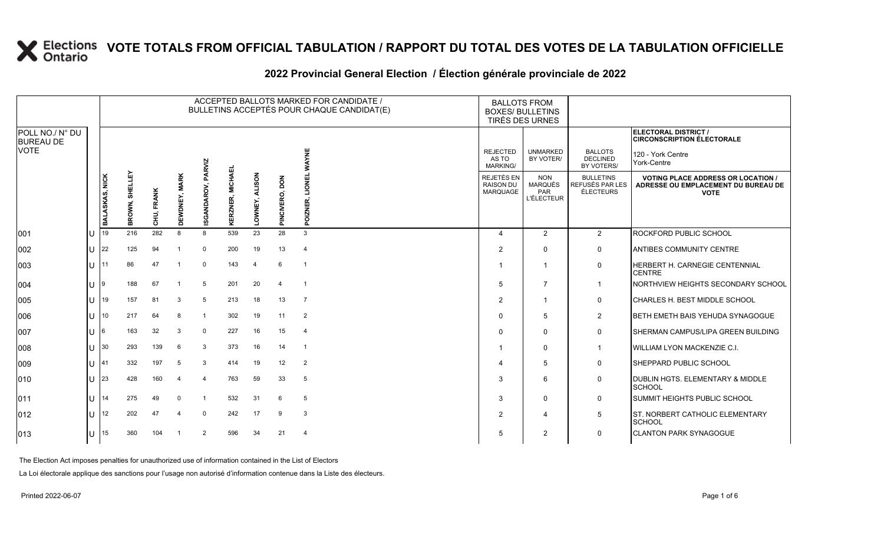# VOTE TOTALS FROM OFFICIAL TABULATION / RAPPORT DU TOTAL DES VOTES DE LA TABULATION OFFICIELLE

## 2022 Provincial General Election / Élection générale provinciale de 2022

**ELECTORAL DISTRICT / CIRCONSCRIPTION ÉLECTORALE:** 120 - York Centre / York-Centre

| POLL NO./ N° DU BUREAU DE VOTE | | ACCEPTED BALLOTS MARKED FOR CANDIDATE / BULLETINS ACCEPTÉS POUR CHAQUE CANDIDAT(E) | | | | | | | | | BALLOTS FROM BOXES/ BULLETINS TIRÉS DES URNES | | | |
|---|---|---|---|---|---|---|---|---|---|---|---|---|---|---|
| | | BALASKAS, NICK | BROWN, SHELLEY | CHU, FRANK | DEWDNEY, MARK | ISGANDAROV, PARVIZ | KERZNER, MICHAEL | LOWNEY, ALISON | PINCIVERO, DON | POIZNER, LIONEL WAYNE | REJECTED AS TO MARKING/ REJETÉS EN RAISON DU MARQUAGE | UNMARKED BY VOTER/ NON MARQUÉS PAR L'ÉLECTEUR | BALLOTS DECLINED BY VOTERS/ BULLETINS REFUSÉS PAR LES ÉLECTEURS | VOTING PLACE ADDRESS OR LOCATION / ADRESSE OU EMPLACEMENT DU BUREAU DE VOTE |
| 001 | U | 19 | 216 | 282 | 8 | 8 | 539 | 23 | 28 | 3 | 4 | 2 | 2 | ROCKFORD PUBLIC SCHOOL |
| 002 | U | 22 | 125 | 94 | 1 | 0 | 200 | 19 | 13 | 4 | 2 | 0 | 0 | ANTIBES COMMUNITY CENTRE |
| 003 | U | 11 | 86 | 47 | 1 | 0 | 143 | 4 | 6 | 1 | 1 | 1 | 0 | HERBERT H. CARNEGIE CENTENNIAL CENTRE |
| 004 | U | 9 | 188 | 67 | 1 | 5 | 201 | 20 | 4 | 1 | 5 | 7 | 1 | NORTHVIEW HEIGHTS SECONDARY SCHOOL |
| 005 | U | 19 | 157 | 81 | 3 | 5 | 213 | 18 | 13 | 7 | 2 | 1 | 0 | CHARLES H. BEST MIDDLE SCHOOL |
| 006 | U | 10 | 217 | 64 | 8 | 1 | 302 | 19 | 11 | 2 | 0 | 5 | 2 | BETH EMETH BAIS YEHUDA SYNAGOGUE |
| 007 | U | 6 | 163 | 32 | 3 | 0 | 227 | 16 | 15 | 4 | 0 | 0 | 0 | SHERMAN CAMPUS/LIPA GREEN BUILDING |
| 008 | U | 30 | 293 | 139 | 6 | 3 | 373 | 16 | 14 | 1 | 1 | 0 | 1 | WILLIAM LYON MACKENZIE C.I. |
| 009 | U | 41 | 332 | 197 | 5 | 3 | 414 | 19 | 12 | 2 | 4 | 5 | 0 | SHEPPARD PUBLIC SCHOOL |
| 010 | U | 23 | 428 | 160 | 4 | 4 | 763 | 59 | 33 | 5 | 3 | 6 | 0 | DUBLIN HGTS. ELEMENTARY & MIDDLE SCHOOL |
| 011 | U | 14 | 275 | 49 | 0 | 1 | 532 | 31 | 6 | 5 | 3 | 0 | 0 | SUMMIT HEIGHTS PUBLIC SCHOOL |
| 012 | U | 12 | 202 | 47 | 4 | 0 | 242 | 17 | 9 | 3 | 2 | 4 | 5 | ST. NORBERT CATHOLIC ELEMENTARY SCHOOL |
| 013 | U | 15 | 360 | 104 | 1 | 2 | 596 | 34 | 21 | 4 | 5 | 2 | 0 | CLANTON PARK SYNAGOGUE |

The Election Act imposes penalties for unauthorized use of information contained in the List of Electors

La Loi électorale applique des sanctions pour l'usage non autorisé d'information contenue dans la Liste des électeurs.

Printed 2022-06-07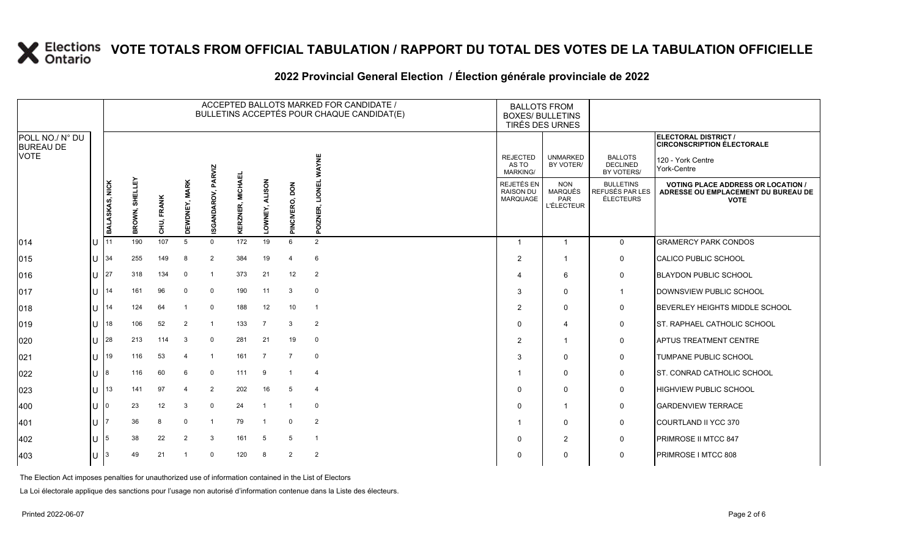# VOTE TOTALS FROM OFFICIAL TABULATION / RAPPORT DU TOTAL DES VOTES DE LA TABULATION OFFICIELLE

## 2022 Provincial General Election / Élection générale provinciale de 2022

| POLL NO./ N° DU BUREAU DE VOTE | | ACCEPTED BALLOTS MARKED FOR CANDIDATE / BULLETINS ACCEPTÉS POUR CHAQUE CANDIDAT(E) | | | | | | | | | BALLOTS FROM BOXES/ BULLETINS TIRÉS DES URNES | | | ELECTORAL DISTRICT / CIRCONSCRIPTION ÉLECTORALE 120 - York Centre York-Centre |
|---|---|---|---|---|---|---|---|---|---|---|---|---|---|---|
| | | BALASKAS, NICK | BROWN, SHELLEY | CHU, FRANK | DEWDNEY, MARK | ISGANDAROV, PARVIZ | KERZNER, MICHAEL | LOWNEY, ALISON | PINCIVERO, DON | POIZNER, LIONEL WAYNE | REJECTED AS TO MARKING/ REJETÉS EN RAISON DU MARQUAGE | UNMARKED BY VOTER/ NON MARQUÉS PAR L'ÉLECTEUR | BALLOTS DECLINED BY VOTERS/ BULLETINS REFUSÉS PAR LES ÉLECTEURS | VOTING PLACE ADDRESS OR LOCATION / ADRESSE OU EMPLACEMENT DU BUREAU DE VOTE |
| 014 | U | 11 | 190 | 107 | 5 | 0 | 172 | 19 | 6 | 2 | 1 | 1 | 0 | GRAMERCY PARK CONDOS |
| 015 | U | 34 | 255 | 149 | 8 | 2 | 384 | 19 | 4 | 6 | 2 | 1 | 0 | CALICO PUBLIC SCHOOL |
| 016 | U | 27 | 318 | 134 | 0 | 1 | 373 | 21 | 12 | 2 | 4 | 6 | 0 | BLAYDON PUBLIC SCHOOL |
| 017 | U | 14 | 161 | 96 | 0 | 0 | 190 | 11 | 3 | 0 | 3 | 0 | 1 | DOWNSVIEW PUBLIC SCHOOL |
| 018 | U | 14 | 124 | 64 | 1 | 0 | 188 | 12 | 10 | 1 | 2 | 0 | 0 | BEVERLEY HEIGHTS MIDDLE SCHOOL |
| 019 | U | 18 | 106 | 52 | 2 | 1 | 133 | 7 | 3 | 2 | 0 | 4 | 0 | ST. RAPHAEL CATHOLIC SCHOOL |
| 020 | U | 28 | 213 | 114 | 3 | 0 | 281 | 21 | 19 | 0 | 2 | 1 | 0 | APTUS TREATMENT CENTRE |
| 021 | U | 19 | 116 | 53 | 4 | 1 | 161 | 7 | 7 | 0 | 3 | 0 | 0 | TUMPANE PUBLIC SCHOOL |
| 022 | U | 8 | 116 | 60 | 6 | 0 | 111 | 9 | 1 | 4 | 1 | 0 | 0 | ST. CONRAD CATHOLIC SCHOOL |
| 023 | U | 13 | 141 | 97 | 4 | 2 | 202 | 16 | 5 | 4 | 0 | 0 | 0 | HIGHVIEW PUBLIC SCHOOL |
| 400 | U | 0 | 23 | 12 | 3 | 0 | 24 | 1 | 1 | 0 | 0 | 1 | 0 | GARDENVIEW TERRACE |
| 401 | U | 7 | 36 | 8 | 0 | 1 | 79 | 1 | 0 | 2 | 1 | 0 | 0 | COURTLAND II YCC 370 |
| 402 | U | 5 | 38 | 22 | 2 | 3 | 161 | 5 | 5 | 1 | 0 | 2 | 0 | PRIMROSE II MTCC 847 |
| 403 | U | 3 | 49 | 21 | 1 | 0 | 120 | 8 | 2 | 2 | 0 | 0 | 0 | PRIMROSE I MTCC 808 |

The Election Act imposes penalties for unauthorized use of information contained in the List of Electors

La Loi électorale applique des sanctions pour l'usage non autorisé d'information contenue dans la Liste des électeurs.

Printed 2022-06-07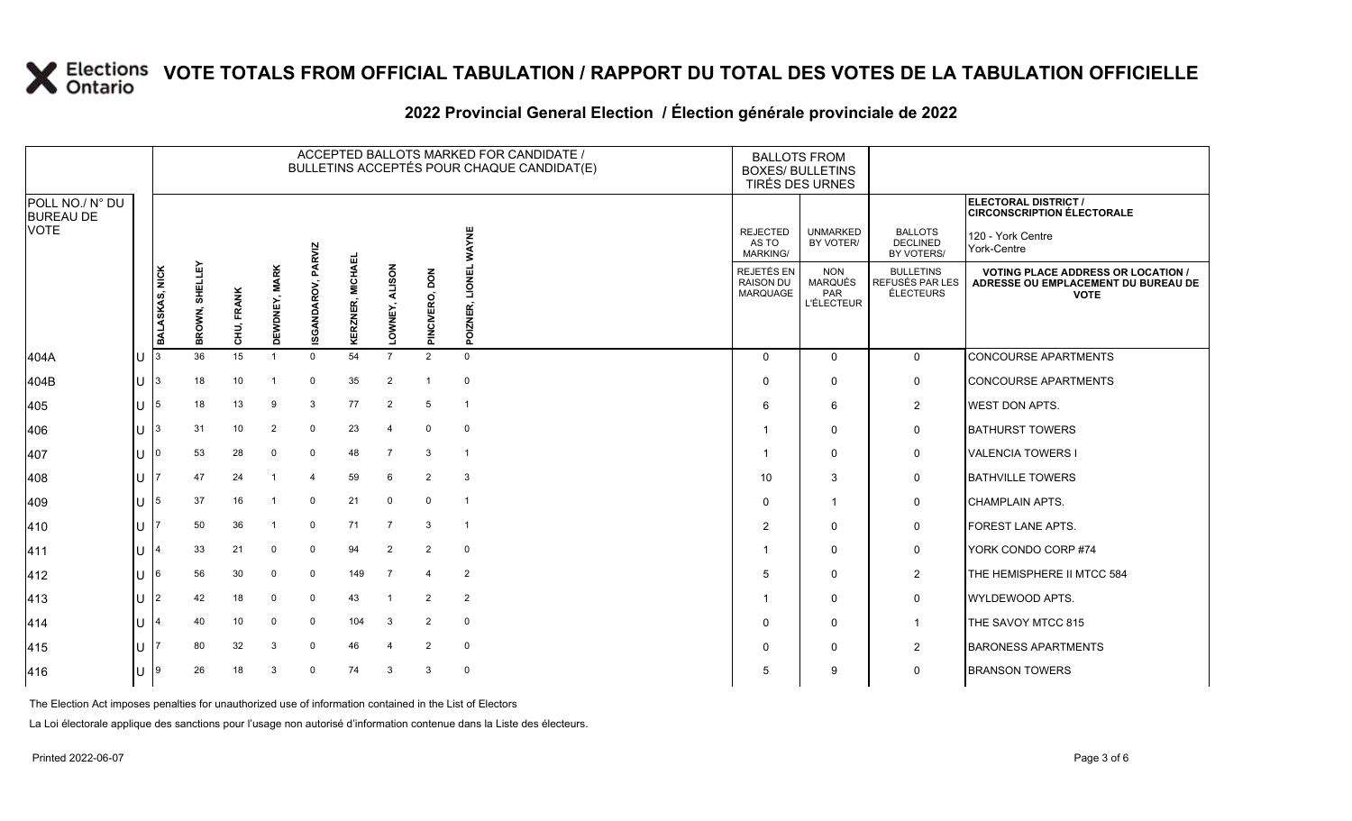# VOTE TOTALS FROM OFFICIAL TABULATION / RAPPORT DU TOTAL DES VOTES DE LA TABULATION OFFICIELLE

## 2022 Provincial General Election / Élection générale provinciale de 2022

| POLL NO./ N° DU BUREAU DE VOTE | | ACCEPTED BALLOTS MARKED FOR CANDIDATE / BULLETINS ACCEPTÉS POUR CHAQUE CANDIDAT(E) | | | | | | | | | BALLOTS FROM BOXES/ BULLETINS TIRÉS DES URNES | | | ELECTORAL DISTRICT / CIRCONSCRIPTION ÉLECTORALE 120 - York Centre York-Centre |
|---|---|---|---|---|---|---|---|---|---|---|---|---|---|---|
| | | BALASKAS, NICK | BROWN, SHELLEY | CHU, FRANK | DEWDNEY, MARK | ISGANDAROV, PARVIZ | KERZNER, MICHAEL | LOWNEY, ALISON | PINCIVERO, DON | POIZNER, LIONEL WAYNE | REJECTED AS TO MARKING/ REJETÉS EN RAISON DU MARQUAGE | UNMARKED BY VOTER/ NON MARQUÉS PAR L'ÉLECTEUR | BALLOTS DECLINED BY VOTERS/ BULLETINS REFUSÉS PAR LES ÉLECTEURS | VOTING PLACE ADDRESS OR LOCATION / ADRESSE OU EMPLACEMENT DU BUREAU DE VOTE |
| 404A | U | 3 | 36 | 15 | 1 | 0 | 54 | 7 | 2 | 0 | 0 | 0 | 0 | CONCOURSE APARTMENTS |
| 404B | U | 3 | 18 | 10 | 1 | 0 | 35 | 2 | 1 | 0 | 0 | 0 | 0 | CONCOURSE APARTMENTS |
| 405 | U | 5 | 18 | 13 | 9 | 3 | 77 | 2 | 5 | 1 | 6 | 6 | 2 | WEST DON APTS. |
| 406 | U | 3 | 31 | 10 | 2 | 0 | 23 | 4 | 0 | 0 | 1 | 0 | 0 | BATHURST TOWERS |
| 407 | U | 0 | 53 | 28 | 0 | 0 | 48 | 7 | 3 | 1 | 1 | 0 | 0 | VALENCIA TOWERS I |
| 408 | U | 7 | 47 | 24 | 1 | 4 | 59 | 6 | 2 | 3 | 10 | 3 | 0 | BATHVILLE TOWERS |
| 409 | U | 5 | 37 | 16 | 1 | 0 | 21 | 0 | 0 | 1 | 0 | 1 | 0 | CHAMPLAIN APTS. |
| 410 | U | 7 | 50 | 36 | 1 | 0 | 71 | 7 | 3 | 1 | 2 | 0 | 0 | FOREST LANE APTS. |
| 411 | U | 4 | 33 | 21 | 0 | 0 | 94 | 2 | 2 | 0 | 1 | 0 | 0 | YORK CONDO CORP #74 |
| 412 | U | 6 | 56 | 30 | 0 | 0 | 149 | 7 | 4 | 2 | 5 | 0 | 2 | THE HEMISPHERE II MTCC 584 |
| 413 | U | 2 | 42 | 18 | 0 | 0 | 43 | 1 | 2 | 2 | 1 | 0 | 0 | WYLDEWOOD APTS. |
| 414 | U | 4 | 40 | 10 | 0 | 0 | 104 | 3 | 2 | 0 | 0 | 0 | 1 | THE SAVOY MTCC 815 |
| 415 | U | 7 | 80 | 32 | 3 | 0 | 46 | 4 | 2 | 0 | 0 | 0 | 2 | BARONESS APARTMENTS |
| 416 | U | 9 | 26 | 18 | 3 | 0 | 74 | 3 | 3 | 0 | 5 | 9 | 0 | BRANSON TOWERS |

The Election Act imposes penalties for unauthorized use of information contained in the List of Electors

La Loi électorale applique des sanctions pour l'usage non autorisé d'information contenue dans la Liste des électeurs.

Printed 2022-06-07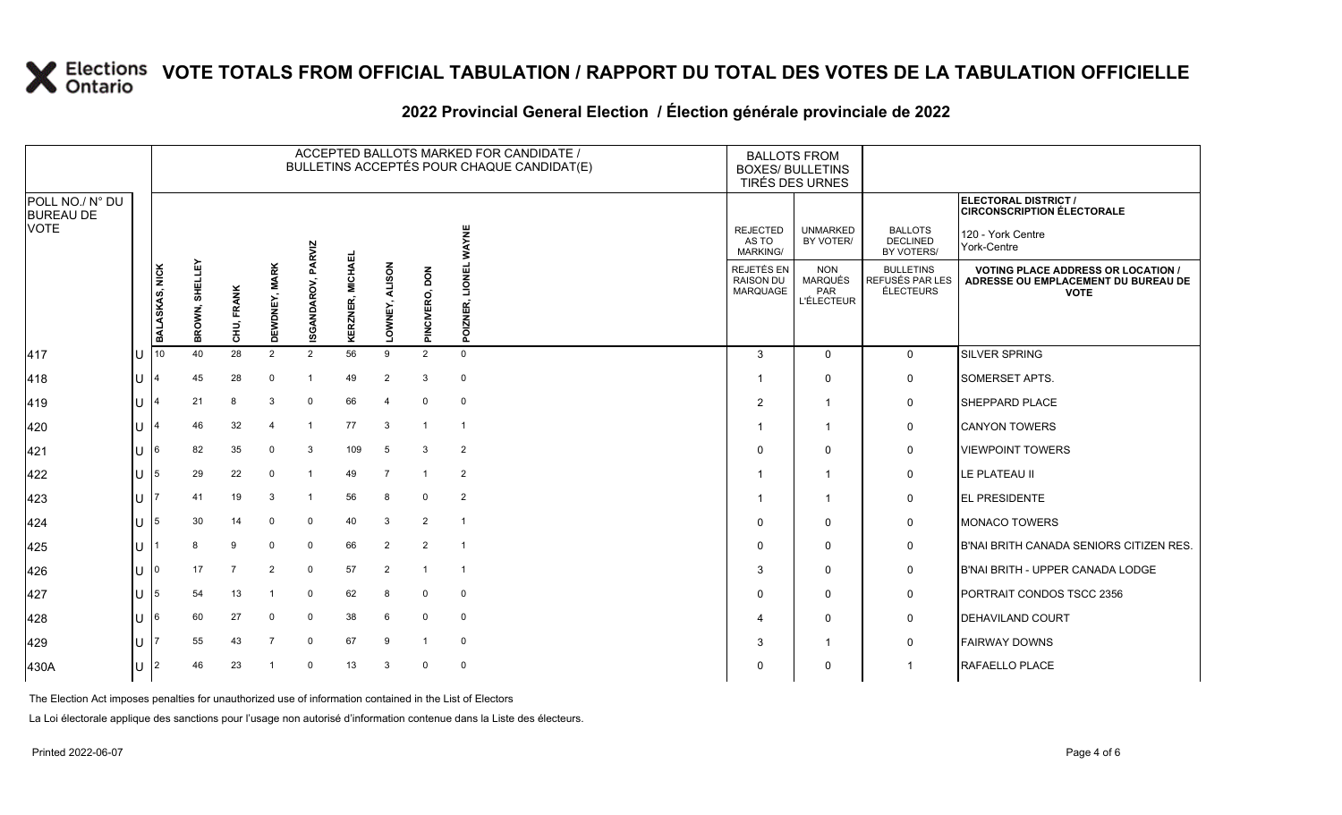# VOTE TOTALS FROM OFFICIAL TABULATION / RAPPORT DU TOTAL DES VOTES DE LA TABULATION OFFICIELLE

## 2022 Provincial General Election / Élection générale provinciale de 2022

ELECTORAL DISTRICT / CIRCONSCRIPTION ÉLECTORALE: 120 - York Centre / York-Centre

| POLL NO./ N° DU BUREAU DE VOTE | | BALASKAS, NICK | BROWN, SHELLEY | CHU, FRANK | DEWDNEY, MARK | ISGANDAROV, PARVIZ | KERZNER, MICHAEL | LOWNEY, ALISON | PINCIVERO, DON | POIZNER, LIONEL WAYNE | REJECTED AS TO MARKING/ REJETÉS EN RAISON DU MARQUAGE | UNMARKED BY VOTER/ NON MARQUÉS PAR L'ÉLECTEUR | BALLOTS DECLINED BY VOTERS/ BULLETINS REFUSÉS PAR LES ÉLECTEURS | VOTING PLACE ADDRESS OR LOCATION / ADRESSE OU EMPLACEMENT DU BUREAU DE VOTE |
|---|---|---|---|---|---|---|---|---|---|---|---|---|---|---|
| 417 | U | 10 | 40 | 28 | 2 | 2 | 56 | 9 | 2 | 0 | 3 | 0 | 0 | SILVER SPRING |
| 418 | U | 4 | 45 | 28 | 0 | 1 | 49 | 2 | 3 | 0 | 1 | 0 | 0 | SOMERSET APTS. |
| 419 | U | 4 | 21 | 8 | 3 | 0 | 66 | 4 | 0 | 0 | 2 | 1 | 0 | SHEPPARD PLACE |
| 420 | U | 4 | 46 | 32 | 4 | 1 | 77 | 3 | 1 | 1 | 1 | 1 | 0 | CANYON TOWERS |
| 421 | U | 6 | 82 | 35 | 0 | 3 | 109 | 5 | 3 | 2 | 0 | 0 | 0 | VIEWPOINT TOWERS |
| 422 | U | 5 | 29 | 22 | 0 | 1 | 49 | 7 | 1 | 2 | 1 | 1 | 0 | LE PLATEAU II |
| 423 | U | 7 | 41 | 19 | 3 | 1 | 56 | 8 | 0 | 2 | 1 | 1 | 0 | EL PRESIDENTE |
| 424 | U | 5 | 30 | 14 | 0 | 0 | 40 | 3 | 2 | 1 | 0 | 0 | 0 | MONACO TOWERS |
| 425 | U | 1 | 8 | 9 | 0 | 0 | 66 | 2 | 2 | 1 | 0 | 0 | 0 | B'NAI BRITH CANADA SENIORS CITIZEN RES. |
| 426 | U | 0 | 17 | 7 | 2 | 0 | 57 | 2 | 1 | 1 | 3 | 0 | 0 | B'NAI BRITH - UPPER CANADA LODGE |
| 427 | U | 5 | 54 | 13 | 1 | 0 | 62 | 8 | 0 | 0 | 0 | 0 | 0 | PORTRAIT CONDOS TSCC 2356 |
| 428 | U | 6 | 60 | 27 | 0 | 0 | 38 | 6 | 0 | 0 | 4 | 0 | 0 | DEHAVILAND COURT |
| 429 | U | 7 | 55 | 43 | 7 | 0 | 67 | 9 | 1 | 0 | 3 | 1 | 0 | FAIRWAY DOWNS |
| 430A | U | 2 | 46 | 23 | 1 | 0 | 13 | 3 | 0 | 0 | 0 | 0 | 1 | RAFAELLO PLACE |

The Election Act imposes penalties for unauthorized use of information contained in the List of Electors

La Loi électorale applique des sanctions pour l'usage non autorisé d'information contenue dans la Liste des électeurs.

Printed 2022-06-07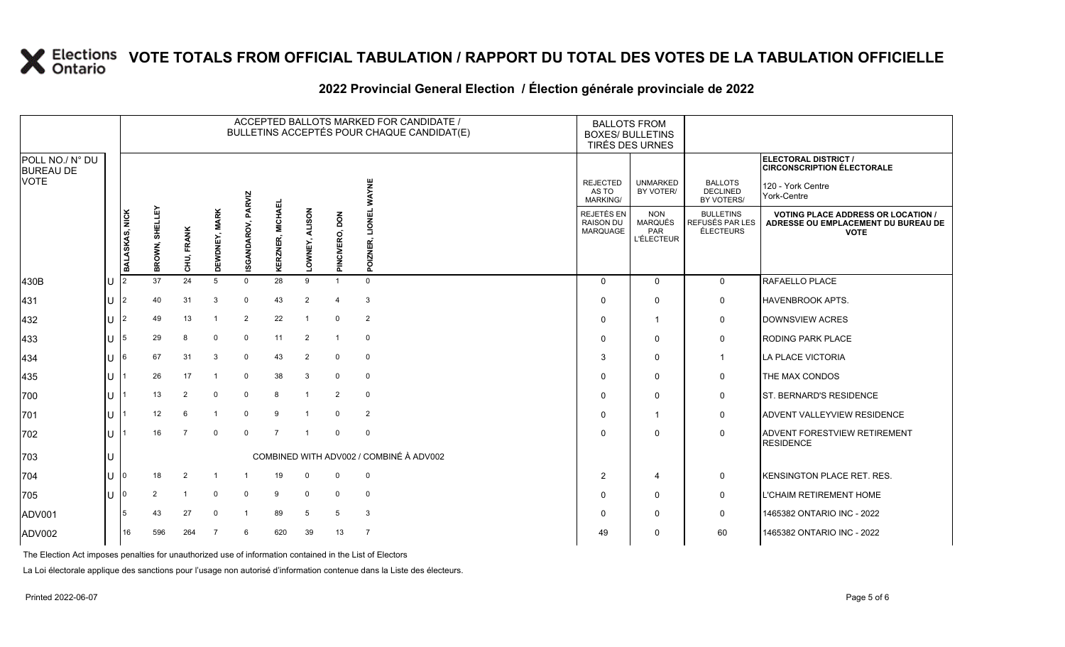# VOTE TOTALS FROM OFFICIAL TABULATION / RAPPORT DU TOTAL DES VOTES DE LA TABULATION OFFICIELLE

## 2022 Provincial General Election / Élection générale provinciale de 2022

ELECTORAL DISTRICT / CIRCONSCRIPTION ÉLECTORALE: 120 - York Centre / York-Centre

| POLL NO./ N° DU BUREAU DE VOTE | | ACCEPTED BALLOTS MARKED FOR CANDIDATE / BULLETINS ACCEPTÉS POUR CHAQUE CANDIDAT(E) | | | | | | | | | BALLOTS FROM BOXES/ BULLETINS TIRÉS DES URNES | | | |
|---|---|---|---|---|---|---|---|---|---|---|---|---|---|---|
| | | BALASKAS, NICK | BROWN, SHELLEY | CHU, FRANK | DEWDNEY, MARK | ISGANDAROV, PARVIZ | KERZNER, MICHAEL | LOWNEY, ALISON | PINCIVERO, DON | POIZNER, LIONEL WAYNE | REJECTED AS TO MARKING/ REJETÉS EN RAISON DU MARQUAGE | UNMARKED BY VOTER/ NON MARQUÉS PAR L'ÉLECTEUR | BALLOTS DECLINED BY VOTERS/ BULLETINS REFUSÉS PAR LES ÉLECTEURS | VOTING PLACE ADDRESS OR LOCATION / ADRESSE OU EMPLACEMENT DU BUREAU DE VOTE |
| 430B | U | 2 | 37 | 24 | 5 | 0 | 28 | 9 | 1 | 0 | 0 | 0 | 0 | RAFAELLO PLACE |
| 431 | U | 2 | 40 | 31 | 3 | 0 | 43 | 2 | 4 | 3 | 0 | 0 | 0 | HAVENBROOK APTS. |
| 432 | U | 2 | 49 | 13 | 1 | 2 | 22 | 1 | 0 | 2 | 0 | 1 | 0 | DOWNSVIEW ACRES |
| 433 | U | 5 | 29 | 8 | 0 | 0 | 11 | 2 | 1 | 0 | 0 | 0 | 0 | RODING PARK PLACE |
| 434 | U | 6 | 67 | 31 | 3 | 0 | 43 | 2 | 0 | 0 | 3 | 0 | 1 | LA PLACE VICTORIA |
| 435 | U | 1 | 26 | 17 | 1 | 0 | 38 | 3 | 0 | 0 | 0 | 0 | 0 | THE MAX CONDOS |
| 700 | U | 1 | 13 | 2 | 0 | 0 | 8 | 1 | 2 | 0 | 0 | 0 | 0 | ST. BERNARD'S RESIDENCE |
| 701 | U | 1 | 12 | 6 | 1 | 0 | 9 | 1 | 0 | 2 | 0 | 1 | 0 | ADVENT VALLEYVIEW RESIDENCE |
| 702 | U | 1 | 16 | 7 | 0 | 0 | 7 | 1 | 0 | 0 | 0 | 0 | 0 | ADVENT FORESTVIEW RETIREMENT RESIDENCE |
| 703 | U | COMBINED WITH ADV002 / COMBINÉ À ADV002 | | | | | | | | | | | | |
| 704 | U | 0 | 18 | 2 | 1 | 1 | 19 | 0 | 0 | 0 | 2 | 4 | 0 | KENSINGTON PLACE RET. RES. |
| 705 | U | 0 | 2 | 1 | 0 | 0 | 9 | 0 | 0 | 0 | 0 | 0 | 0 | L'CHAIM RETIREMENT HOME |
| ADV001 | | 5 | 43 | 27 | 0 | 1 | 89 | 5 | 5 | 3 | 0 | 0 | 0 | 1465382 ONTARIO INC - 2022 |
| ADV002 | | 16 | 596 | 264 | 7 | 6 | 620 | 39 | 13 | 7 | 49 | 0 | 60 | 1465382 ONTARIO INC - 2022 |

The Election Act imposes penalties for unauthorized use of information contained in the List of Electors

La Loi électorale applique des sanctions pour l'usage non autorisé d'information contenue dans la Liste des électeurs.

Printed 2022-06-07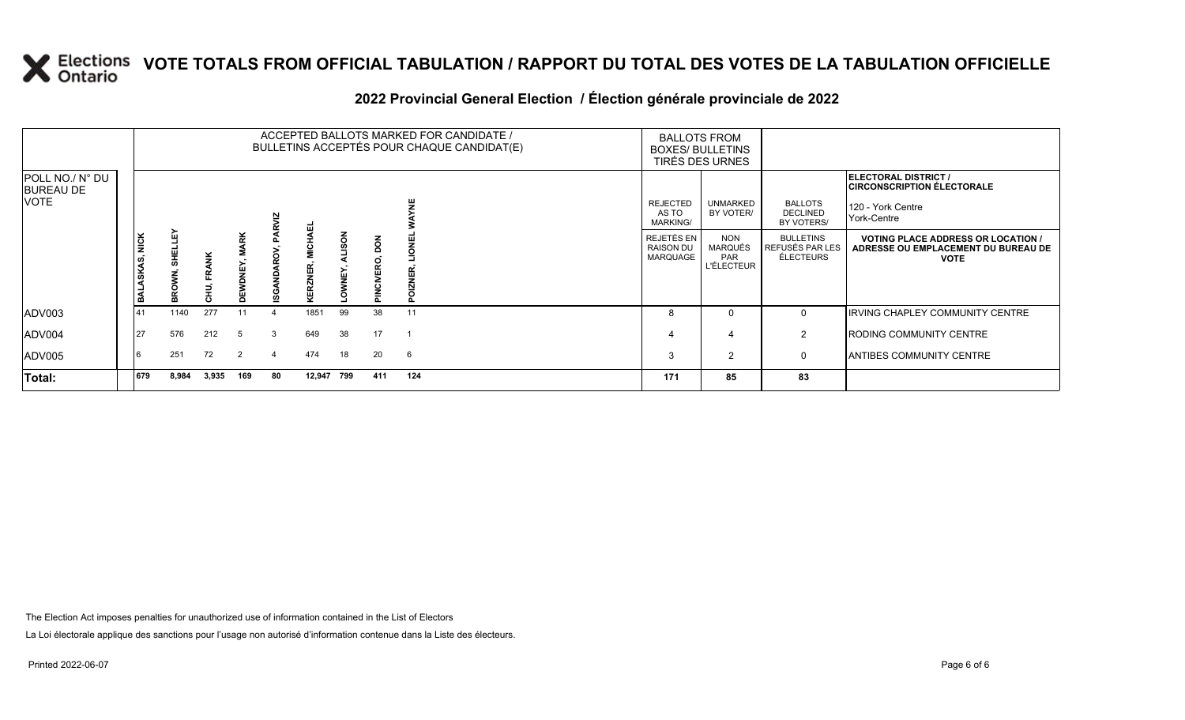# Elections Ontario VOTE TOTALS FROM OFFICIAL TABULATION / RAPPORT DU TOTAL DES VOTES DE LA TABULATION OFFICIELLE

## 2022 Provincial General Election / Élection générale provinciale de 2022

| POLL NO./ N° DU BUREAU DE VOTE | ACCEPTED BALLOTS MARKED FOR CANDIDATE / BULLETINS ACCEPTÉS POUR CHAQUE CANDIDAT(E) | | | | | | | | | BALLOTS FROM BOXES/ BULLETINS TIRÉS DES URNES | | | ELECTORAL DISTRICT / CIRCONSCRIPTION ÉLECTORALE 120 - York Centre York-Centre |
|---|---|---|---|---|---|---|---|---|---|---|---|---|---|
| | BALASKAS, NICK | BROWN, SHELLEY | CHU, FRANK | DEWDNEY, MARK | ISGANDAROV, PARVIZ | KERZNER, MICHAEL | LOWNEY, ALISON | PINCIVERO, DON | POIZNER, LIONEL WAYNE | REJECTED AS TO MARKING/ REJETÉS EN RAISON DU MARQUAGE | UNMARKED BY VOTER/ NON MARQUÉS PAR L'ÉLECTEUR | BALLOTS DECLINED BY VOTERS/ BULLETINS REFUSÉS PAR LES ÉLECTEURS | VOTING PLACE ADDRESS OR LOCATION / ADRESSE OU EMPLACEMENT DU BUREAU DE VOTE |
| ADV003 | 41 | 1140 | 277 | 11 | 4 | 1851 | 99 | 38 | 11 | 8 | 0 | 0 | IRVING CHAPLEY COMMUNITY CENTRE |
| ADV004 | 27 | 576 | 212 | 5 | 3 | 649 | 38 | 17 | 1 | 4 | 4 | 2 | RODING COMMUNITY CENTRE |
| ADV005 | 6 | 251 | 72 | 2 | 4 | 474 | 18 | 20 | 6 | 3 | 2 | 0 | ANTIBES COMMUNITY CENTRE |
| **Total:** | **679** | **8,984** | **3,935** | **169** | **80** | **12,947** | **799** | **411** | **124** | **171** | **85** | **83** | |

The Election Act imposes penalties for unauthorized use of information contained in the List of Electors

La Loi électorale applique des sanctions pour l'usage non autorisé d'information contenue dans la Liste des électeurs.

Printed 2022-06-07